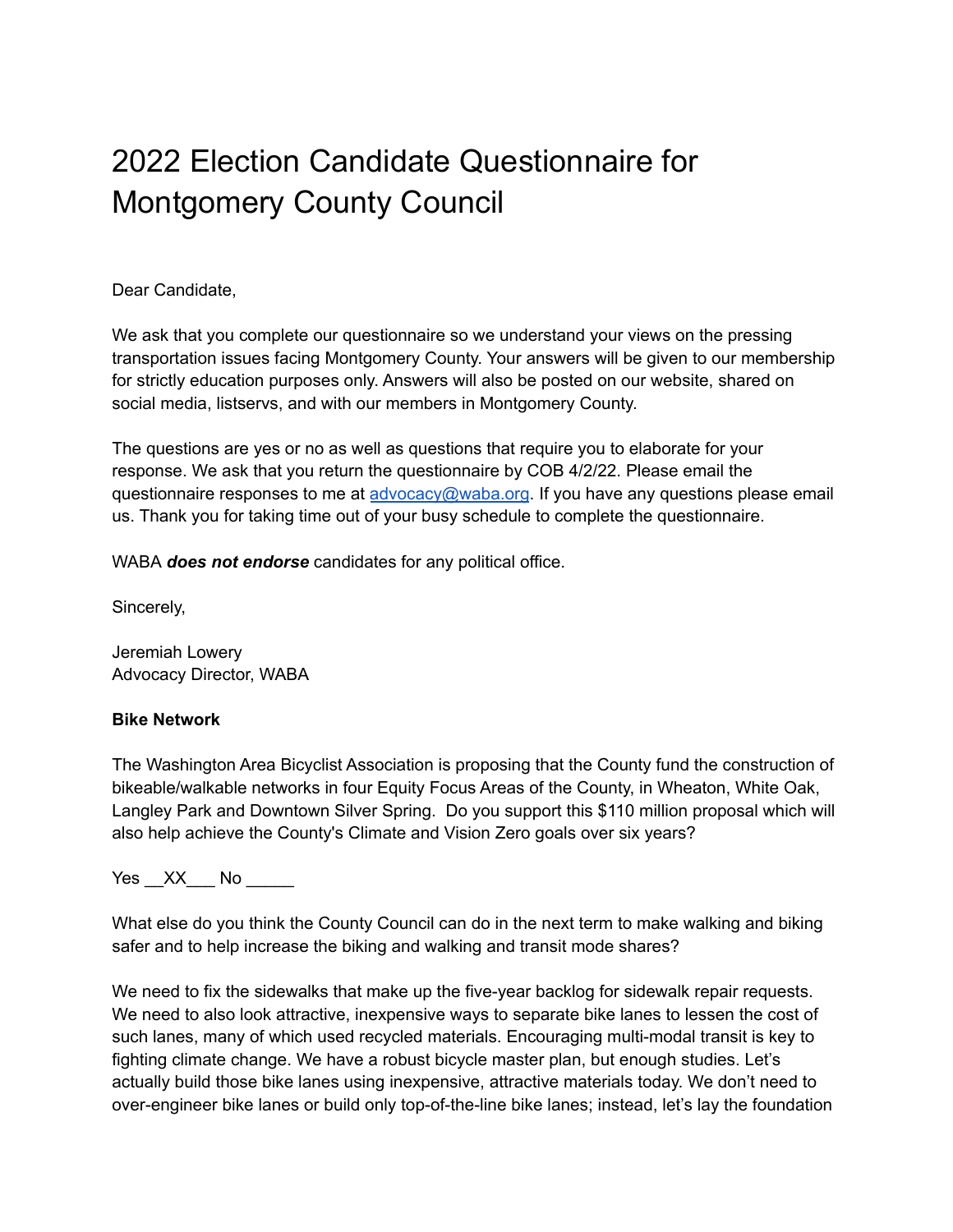# 2022 Election Candidate Questionnaire for Montgomery County Council

Dear Candidate,

We ask that you complete our questionnaire so we understand your views on the pressing transportation issues facing Montgomery County. Your answers will be given to our membership for strictly education purposes only. Answers will also be posted on our website, shared on social media, listservs, and with our members in Montgomery County.

The questions are yes or no as well as questions that require you to elaborate for your response. We ask that you return the questionnaire by COB 4/2/22. Please email the questionnaire responses to me at [advocacy@waba.org](mailto:advocacy@waba.org). If you have any questions please email us. Thank you for taking time out of your busy schedule to complete the questionnaire.

WABA ***does not endorse*** candidates for any political office.

Sincerely,

Jeremiah Lowery
Advocacy Director, WABA

**Bike Network**

The Washington Area Bicyclist Association is proposing that the County fund the construction of bikeable/walkable networks in four Equity Focus Areas of the County, in Wheaton, White Oak, Langley Park and Downtown Silver Spring. Do you support this $110 million proposal which will also help achieve the County's Climate and Vision Zero goals over six years?

Yes \_\_XX\_\_\_ No \_\_\_\_\_

What else do you think the County Council can do in the next term to make walking and biking safer and to help increase the biking and walking and transit mode shares?

We need to fix the sidewalks that make up the five-year backlog for sidewalk repair requests. We need to also look attractive, inexpensive ways to separate bike lanes to lessen the cost of such lanes, many of which used recycled materials. Encouraging multi-modal transit is key to fighting climate change. We have a robust bicycle master plan, but enough studies. Let's actually build those bike lanes using inexpensive, attractive materials today. We don't need to over-engineer bike lanes or build only top-of-the-line bike lanes; instead, let's lay the foundation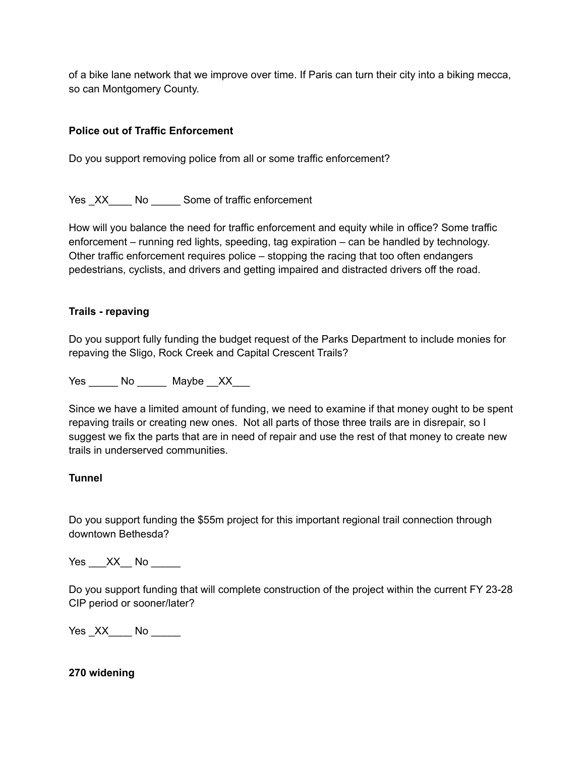of a bike lane network that we improve over time. If Paris can turn their city into a biking mecca, so can Montgomery County.

**Police out of Traffic Enforcement**

Do you support removing police from all or some traffic enforcement?

Yes _XX____ No _____ Some of traffic enforcement

How will you balance the need for traffic enforcement and equity while in office? Some traffic enforcement – running red lights, speeding, tag expiration – can be handled by technology. Other traffic enforcement requires police – stopping the racing that too often endangers pedestrians, cyclists, and drivers and getting impaired and distracted drivers off the road.

**Trails - repaving**

Do you support fully funding the budget request of the Parks Department to include monies for repaving the Sligo, Rock Creek and Capital Crescent Trails?

Yes _____ No _____ Maybe __XX___

Since we have a limited amount of funding, we need to examine if that money ought to be spent repaving trails or creating new ones. Not all parts of those three trails are in disrepair, so I suggest we fix the parts that are in need of repair and use the rest of that money to create new trails in underserved communities.

**Tunnel**

Do you support funding the $55m project for this important regional trail connection through downtown Bethesda?

Yes ___XX__ No _____

Do you support funding that will complete construction of the project within the current FY 23-28 CIP period or sooner/later?

Yes _XX____ No _____

**270 widening**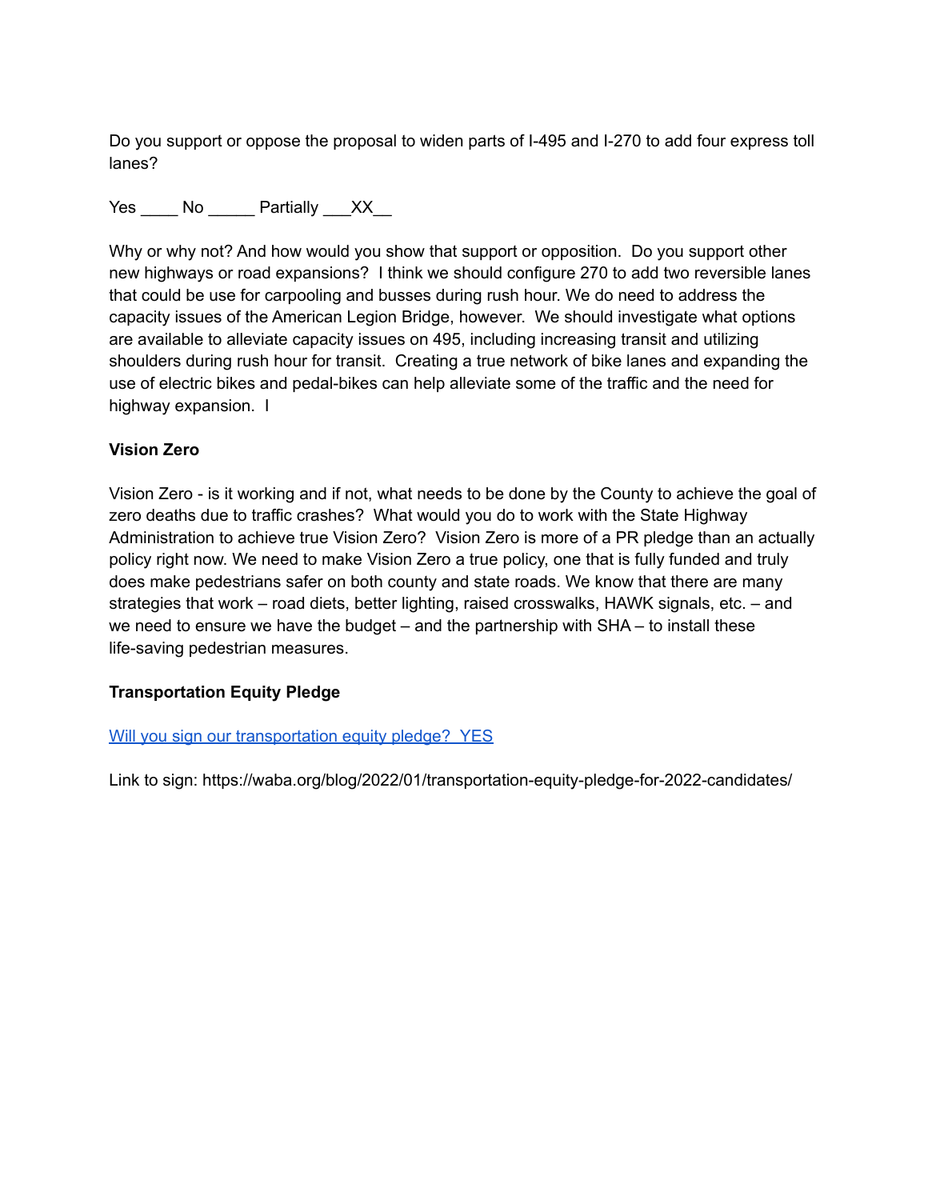Do you support or oppose the proposal to widen parts of I-495 and I-270 to add four express toll lanes?

Yes ____ No _____ Partially ___XX__

Why or why not? And how would you show that support or opposition. Do you support other new highways or road expansions? I think we should configure 270 to add two reversible lanes that could be use for carpooling and busses during rush hour. We do need to address the capacity issues of the American Legion Bridge, however. We should investigate what options are available to alleviate capacity issues on 495, including increasing transit and utilizing shoulders during rush hour for transit. Creating a true network of bike lanes and expanding the use of electric bikes and pedal-bikes can help alleviate some of the traffic and the need for highway expansion. I

**Vision Zero**

Vision Zero - is it working and if not, what needs to be done by the County to achieve the goal of zero deaths due to traffic crashes? What would you do to work with the State Highway Administration to achieve true Vision Zero? Vision Zero is more of a PR pledge than an actually policy right now. We need to make Vision Zero a true policy, one that is fully funded and truly does make pedestrians safer on both county and state roads. We know that there are many strategies that work – road diets, better lighting, raised crosswalks, HAWK signals, etc. – and we need to ensure we have the budget – and the partnership with SHA – to install these life-saving pedestrian measures.

**Transportation Equity Pledge**

Will you sign our transportation equity pledge? YES

Link to sign: https://waba.org/blog/2022/01/transportation-equity-pledge-for-2022-candidates/